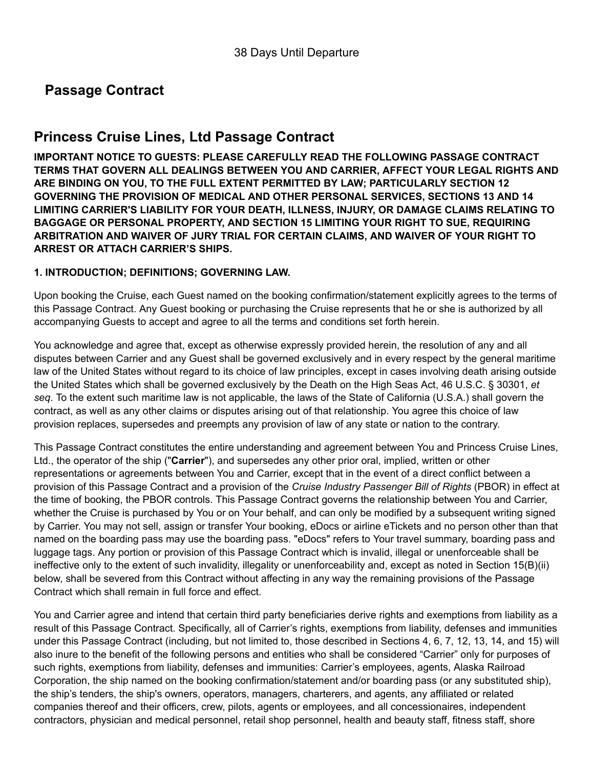38 Days Until Departure

## Passage Contract

## Princess Cruise Lines, Ltd Passage Contract

**IMPORTANT NOTICE TO GUESTS: PLEASE CAREFULLY READ THE FOLLOWING PASSAGE CONTRACT TERMS THAT GOVERN ALL DEALINGS BETWEEN YOU AND CARRIER, AFFECT YOUR LEGAL RIGHTS AND ARE BINDING ON YOU, TO THE FULL EXTENT PERMITTED BY LAW; PARTICULARLY SECTION 12 GOVERNING THE PROVISION OF MEDICAL AND OTHER PERSONAL SERVICES, SECTIONS 13 AND 14 LIMITING CARRIER'S LIABILITY FOR YOUR DEATH, ILLNESS, INJURY, OR DAMAGE CLAIMS RELATING TO BAGGAGE OR PERSONAL PROPERTY, AND SECTION 15 LIMITING YOUR RIGHT TO SUE, REQUIRING ARBITRATION AND WAIVER OF JURY TRIAL FOR CERTAIN CLAIMS, AND WAIVER OF YOUR RIGHT TO ARREST OR ATTACH CARRIER'S SHIPS.**

**1. INTRODUCTION; DEFINITIONS; GOVERNING LAW.**

Upon booking the Cruise, each Guest named on the booking confirmation/statement explicitly agrees to the terms of this Passage Contract. Any Guest booking or purchasing the Cruise represents that he or she is authorized by all accompanying Guests to accept and agree to all the terms and conditions set forth herein.

You acknowledge and agree that, except as otherwise expressly provided herein, the resolution of any and all disputes between Carrier and any Guest shall be governed exclusively and in every respect by the general maritime law of the United States without regard to its choice of law principles, except in cases involving death arising outside the United States which shall be governed exclusively by the Death on the High Seas Act, 46 U.S.C. § 30301, *et seq*. To the extent such maritime law is not applicable, the laws of the State of California (U.S.A.) shall govern the contract, as well as any other claims or disputes arising out of that relationship. You agree this choice of law provision replaces, supersedes and preempts any provision of law of any state or nation to the contrary.

This Passage Contract constitutes the entire understanding and agreement between You and Princess Cruise Lines, Ltd., the operator of the ship ("**Carrier**"), and supersedes any other prior oral, implied, written or other representations or agreements between You and Carrier, except that in the event of a direct conflict between a provision of this Passage Contract and a provision of the *Cruise Industry Passenger Bill of Rights* (PBOR) in effect at the time of booking, the PBOR controls. This Passage Contract governs the relationship between You and Carrier, whether the Cruise is purchased by You or on Your behalf, and can only be modified by a subsequent writing signed by Carrier. You may not sell, assign or transfer Your booking, eDocs or airline eTickets and no person other than that named on the boarding pass may use the boarding pass. "eDocs" refers to Your travel summary, boarding pass and luggage tags. Any portion or provision of this Passage Contract which is invalid, illegal or unenforceable shall be ineffective only to the extent of such invalidity, illegality or unenforceability and, except as noted in Section 15(B)(ii) below, shall be severed from this Contract without affecting in any way the remaining provisions of the Passage Contract which shall remain in full force and effect.

You and Carrier agree and intend that certain third party beneficiaries derive rights and exemptions from liability as a result of this Passage Contract. Specifically, all of Carrier's rights, exemptions from liability, defenses and immunities under this Passage Contract (including, but not limited to, those described in Sections 4, 6, 7, 12, 13, 14, and 15) will also inure to the benefit of the following persons and entities who shall be considered "Carrier" only for purposes of such rights, exemptions from liability, defenses and immunities: Carrier's employees, agents, Alaska Railroad Corporation, the ship named on the booking confirmation/statement and/or boarding pass (or any substituted ship), the ship's tenders, the ship's owners, operators, managers, charterers, and agents, any affiliated or related companies thereof and their officers, crew, pilots, agents or employees, and all concessionaires, independent contractors, physician and medical personnel, retail shop personnel, health and beauty staff, fitness staff, shore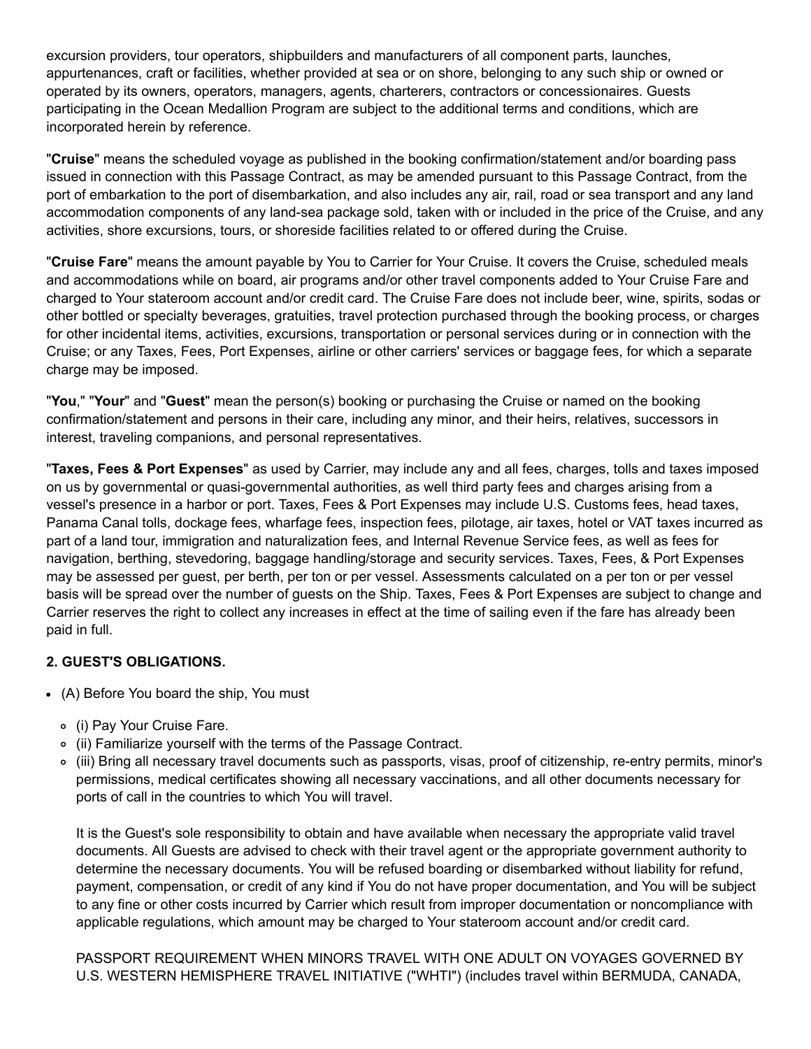excursion providers, tour operators, shipbuilders and manufacturers of all component parts, launches, appurtenances, craft or facilities, whether provided at sea or on shore, belonging to any such ship or owned or operated by its owners, operators, managers, agents, charterers, contractors or concessionaires. Guests participating in the Ocean Medallion Program are subject to the additional terms and conditions, which are incorporated herein by reference.

"**Cruise**" means the scheduled voyage as published in the booking confirmation/statement and/or boarding pass issued in connection with this Passage Contract, as may be amended pursuant to this Passage Contract, from the port of embarkation to the port of disembarkation, and also includes any air, rail, road or sea transport and any land accommodation components of any land-sea package sold, taken with or included in the price of the Cruise, and any activities, shore excursions, tours, or shoreside facilities related to or offered during the Cruise.

"**Cruise Fare**" means the amount payable by You to Carrier for Your Cruise. It covers the Cruise, scheduled meals and accommodations while on board, air programs and/or other travel components added to Your Cruise Fare and charged to Your stateroom account and/or credit card. The Cruise Fare does not include beer, wine, spirits, sodas or other bottled or specialty beverages, gratuities, travel protection purchased through the booking process, or charges for other incidental items, activities, excursions, transportation or personal services during or in connection with the Cruise; or any Taxes, Fees, Port Expenses, airline or other carriers' services or baggage fees, for which a separate charge may be imposed.

"**You**," "**Your**" and "**Guest**" mean the person(s) booking or purchasing the Cruise or named on the booking confirmation/statement and persons in their care, including any minor, and their heirs, relatives, successors in interest, traveling companions, and personal representatives.

"**Taxes, Fees & Port Expenses**" as used by Carrier, may include any and all fees, charges, tolls and taxes imposed on us by governmental or quasi-governmental authorities, as well third party fees and charges arising from a vessel's presence in a harbor or port. Taxes, Fees & Port Expenses may include U.S. Customs fees, head taxes, Panama Canal tolls, dockage fees, wharfage fees, inspection fees, pilotage, air taxes, hotel or VAT taxes incurred as part of a land tour, immigration and naturalization fees, and Internal Revenue Service fees, as well as fees for navigation, berthing, stevedoring, baggage handling/storage and security services. Taxes, Fees, & Port Expenses may be assessed per guest, per berth, per ton or per vessel. Assessments calculated on a per ton or per vessel basis will be spread over the number of guests on the Ship. Taxes, Fees & Port Expenses are subject to change and Carrier reserves the right to collect any increases in effect at the time of sailing even if the fare has already been paid in full.

### 2. GUEST'S OBLIGATIONS.

- (A) Before You board the ship, You must
  - (i) Pay Your Cruise Fare.
  - (ii) Familiarize yourself with the terms of the Passage Contract.
  - (iii) Bring all necessary travel documents such as passports, visas, proof of citizenship, re-entry permits, minor's permissions, medical certificates showing all necessary vaccinations, and all other documents necessary for ports of call in the countries to which You will travel.

    It is the Guest's sole responsibility to obtain and have available when necessary the appropriate valid travel documents. All Guests are advised to check with their travel agent or the appropriate government authority to determine the necessary documents. You will be refused boarding or disembarked without liability for refund, payment, compensation, or credit of any kind if You do not have proper documentation, and You will be subject to any fine or other costs incurred by Carrier which result from improper documentation or noncompliance with applicable regulations, which amount may be charged to Your stateroom account and/or credit card.

    PASSPORT REQUIREMENT WHEN MINORS TRAVEL WITH ONE ADULT ON VOYAGES GOVERNED BY U.S. WESTERN HEMISPHERE TRAVEL INITIATIVE ("WHTI") (includes travel within BERMUDA, CANADA,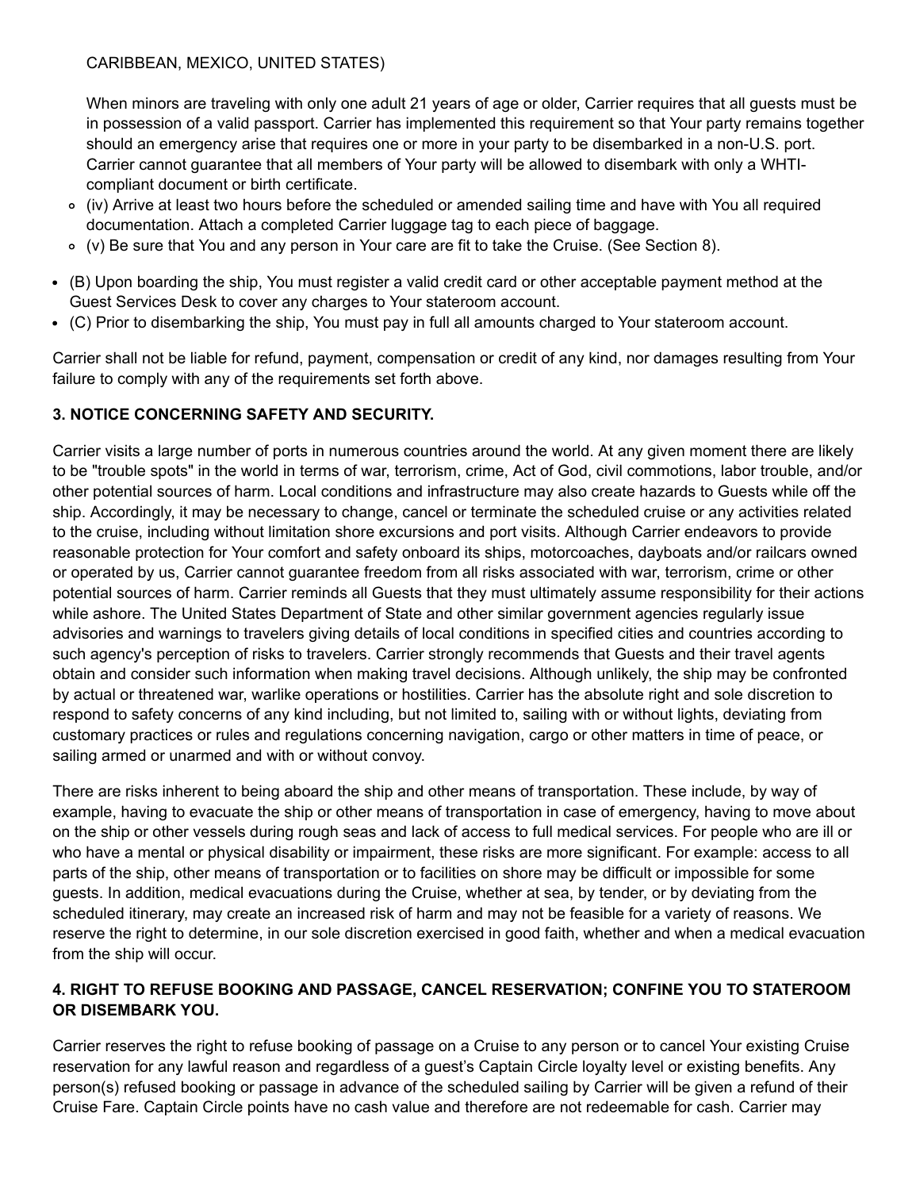CARIBBEAN, MEXICO, UNITED STATES)

When minors are traveling with only one adult 21 years of age or older, Carrier requires that all guests must be in possession of a valid passport. Carrier has implemented this requirement so that Your party remains together should an emergency arise that requires one or more in your party to be disembarked in a non-U.S. port. Carrier cannot guarantee that all members of Your party will be allowed to disembark with only a WHTI-compliant document or birth certificate.

- (iv) Arrive at least two hours before the scheduled or amended sailing time and have with You all required documentation. Attach a completed Carrier luggage tag to each piece of baggage.
- (v) Be sure that You and any person in Your care are fit to take the Cruise. (See Section 8).

- (B) Upon boarding the ship, You must register a valid credit card or other acceptable payment method at the Guest Services Desk to cover any charges to Your stateroom account.
- (C) Prior to disembarking the ship, You must pay in full all amounts charged to Your stateroom account.

Carrier shall not be liable for refund, payment, compensation or credit of any kind, nor damages resulting from Your failure to comply with any of the requirements set forth above.

**3. NOTICE CONCERNING SAFETY AND SECURITY.**

Carrier visits a large number of ports in numerous countries around the world. At any given moment there are likely to be "trouble spots" in the world in terms of war, terrorism, crime, Act of God, civil commotions, labor trouble, and/or other potential sources of harm. Local conditions and infrastructure may also create hazards to Guests while off the ship. Accordingly, it may be necessary to change, cancel or terminate the scheduled cruise or any activities related to the cruise, including without limitation shore excursions and port visits. Although Carrier endeavors to provide reasonable protection for Your comfort and safety onboard its ships, motorcoaches, dayboats and/or railcars owned or operated by us, Carrier cannot guarantee freedom from all risks associated with war, terrorism, crime or other potential sources of harm. Carrier reminds all Guests that they must ultimately assume responsibility for their actions while ashore. The United States Department of State and other similar government agencies regularly issue advisories and warnings to travelers giving details of local conditions in specified cities and countries according to such agency's perception of risks to travelers. Carrier strongly recommends that Guests and their travel agents obtain and consider such information when making travel decisions. Although unlikely, the ship may be confronted by actual or threatened war, warlike operations or hostilities. Carrier has the absolute right and sole discretion to respond to safety concerns of any kind including, but not limited to, sailing with or without lights, deviating from customary practices or rules and regulations concerning navigation, cargo or other matters in time of peace, or sailing armed or unarmed and with or without convoy.

There are risks inherent to being aboard the ship and other means of transportation. These include, by way of example, having to evacuate the ship or other means of transportation in case of emergency, having to move about on the ship or other vessels during rough seas and lack of access to full medical services. For people who are ill or who have a mental or physical disability or impairment, these risks are more significant. For example: access to all parts of the ship, other means of transportation or to facilities on shore may be difficult or impossible for some guests. In addition, medical evacuations during the Cruise, whether at sea, by tender, or by deviating from the scheduled itinerary, may create an increased risk of harm and may not be feasible for a variety of reasons. We reserve the right to determine, in our sole discretion exercised in good faith, whether and when a medical evacuation from the ship will occur.

**4. RIGHT TO REFUSE BOOKING AND PASSAGE, CANCEL RESERVATION; CONFINE YOU TO STATEROOM OR DISEMBARK YOU.**

Carrier reserves the right to refuse booking of passage on a Cruise to any person or to cancel Your existing Cruise reservation for any lawful reason and regardless of a guest's Captain Circle loyalty level or existing benefits. Any person(s) refused booking or passage in advance of the scheduled sailing by Carrier will be given a refund of their Cruise Fare. Captain Circle points have no cash value and therefore are not redeemable for cash. Carrier may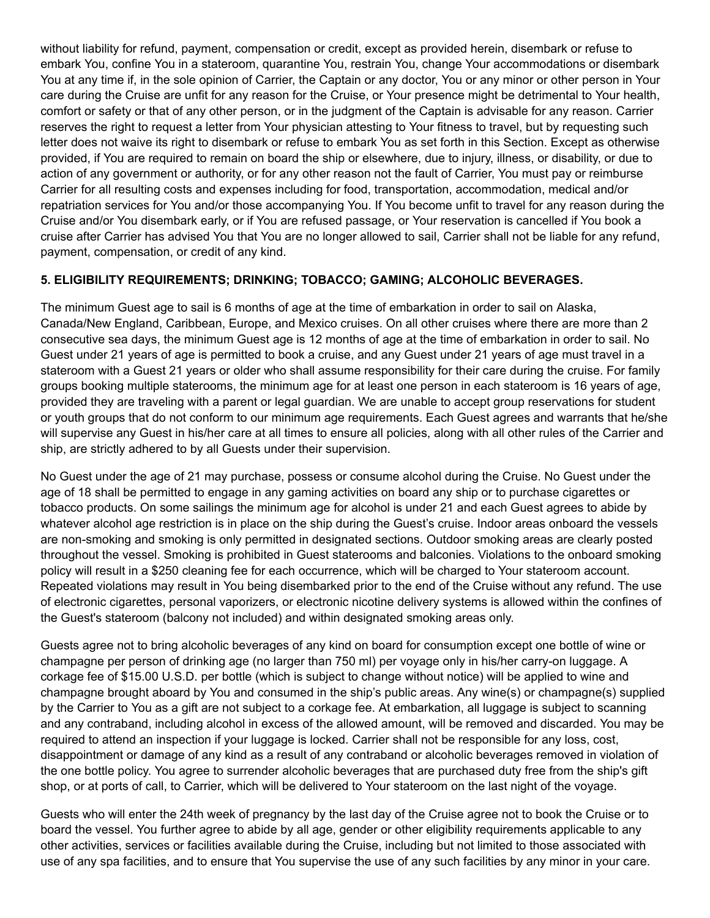without liability for refund, payment, compensation or credit, except as provided herein, disembark or refuse to embark You, confine You in a stateroom, quarantine You, restrain You, change Your accommodations or disembark You at any time if, in the sole opinion of Carrier, the Captain or any doctor, You or any minor or other person in Your care during the Cruise are unfit for any reason for the Cruise, or Your presence might be detrimental to Your health, comfort or safety or that of any other person, or in the judgment of the Captain is advisable for any reason. Carrier reserves the right to request a letter from Your physician attesting to Your fitness to travel, but by requesting such letter does not waive its right to disembark or refuse to embark You as set forth in this Section. Except as otherwise provided, if You are required to remain on board the ship or elsewhere, due to injury, illness, or disability, or due to action of any government or authority, or for any other reason not the fault of Carrier, You must pay or reimburse Carrier for all resulting costs and expenses including for food, transportation, accommodation, medical and/or repatriation services for You and/or those accompanying You. If You become unfit to travel for any reason during the Cruise and/or You disembark early, or if You are refused passage, or Your reservation is cancelled if You book a cruise after Carrier has advised You that You are no longer allowed to sail, Carrier shall not be liable for any refund, payment, compensation, or credit of any kind.

**5. ELIGIBILITY REQUIREMENTS; DRINKING; TOBACCO; GAMING; ALCOHOLIC BEVERAGES.**

The minimum Guest age to sail is 6 months of age at the time of embarkation in order to sail on Alaska, Canada/New England, Caribbean, Europe, and Mexico cruises. On all other cruises where there are more than 2 consecutive sea days, the minimum Guest age is 12 months of age at the time of embarkation in order to sail. No Guest under 21 years of age is permitted to book a cruise, and any Guest under 21 years of age must travel in a stateroom with a Guest 21 years or older who shall assume responsibility for their care during the cruise. For family groups booking multiple staterooms, the minimum age for at least one person in each stateroom is 16 years of age, provided they are traveling with a parent or legal guardian. We are unable to accept group reservations for student or youth groups that do not conform to our minimum age requirements. Each Guest agrees and warrants that he/she will supervise any Guest in his/her care at all times to ensure all policies, along with all other rules of the Carrier and ship, are strictly adhered to by all Guests under their supervision.

No Guest under the age of 21 may purchase, possess or consume alcohol during the Cruise. No Guest under the age of 18 shall be permitted to engage in any gaming activities on board any ship or to purchase cigarettes or tobacco products. On some sailings the minimum age for alcohol is under 21 and each Guest agrees to abide by whatever alcohol age restriction is in place on the ship during the Guest's cruise. Indoor areas onboard the vessels are non-smoking and smoking is only permitted in designated sections. Outdoor smoking areas are clearly posted throughout the vessel. Smoking is prohibited in Guest staterooms and balconies. Violations to the onboard smoking policy will result in a $250 cleaning fee for each occurrence, which will be charged to Your stateroom account. Repeated violations may result in You being disembarked prior to the end of the Cruise without any refund. The use of electronic cigarettes, personal vaporizers, or electronic nicotine delivery systems is allowed within the confines of the Guest's stateroom (balcony not included) and within designated smoking areas only.

Guests agree not to bring alcoholic beverages of any kind on board for consumption except one bottle of wine or champagne per person of drinking age (no larger than 750 ml) per voyage only in his/her carry-on luggage. A corkage fee of $15.00 U.S.D. per bottle (which is subject to change without notice) will be applied to wine and champagne brought aboard by You and consumed in the ship's public areas. Any wine(s) or champagne(s) supplied by the Carrier to You as a gift are not subject to a corkage fee. At embarkation, all luggage is subject to scanning and any contraband, including alcohol in excess of the allowed amount, will be removed and discarded. You may be required to attend an inspection if your luggage is locked. Carrier shall not be responsible for any loss, cost, disappointment or damage of any kind as a result of any contraband or alcoholic beverages removed in violation of the one bottle policy. You agree to surrender alcoholic beverages that are purchased duty free from the ship's gift shop, or at ports of call, to Carrier, which will be delivered to Your stateroom on the last night of the voyage.

Guests who will enter the 24th week of pregnancy by the last day of the Cruise agree not to book the Cruise or to board the vessel. You further agree to abide by all age, gender or other eligibility requirements applicable to any other activities, services or facilities available during the Cruise, including but not limited to those associated with use of any spa facilities, and to ensure that You supervise the use of any such facilities by any minor in your care.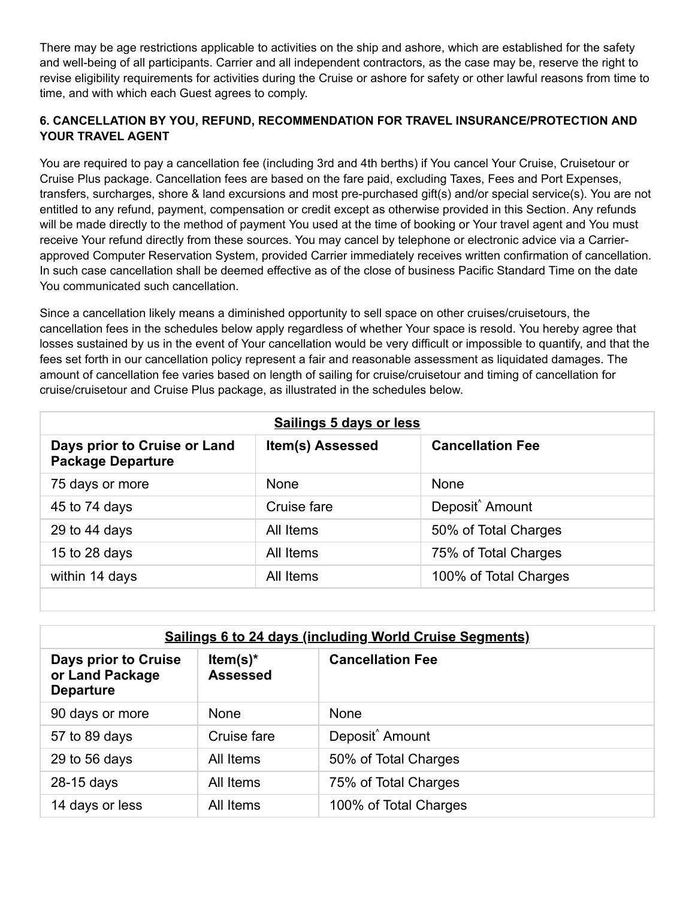There may be age restrictions applicable to activities on the ship and ashore, which are established for the safety and well-being of all participants. Carrier and all independent contractors, as the case may be, reserve the right to revise eligibility requirements for activities during the Cruise or ashore for safety or other lawful reasons from time to time, and with which each Guest agrees to comply.

### 6. CANCELLATION BY YOU, REFUND, RECOMMENDATION FOR TRAVEL INSURANCE/PROTECTION AND YOUR TRAVEL AGENT

You are required to pay a cancellation fee (including 3rd and 4th berths) if You cancel Your Cruise, Cruisetour or Cruise Plus package. Cancellation fees are based on the fare paid, excluding Taxes, Fees and Port Expenses, transfers, surcharges, shore & land excursions and most pre-purchased gift(s) and/or special service(s). You are not entitled to any refund, payment, compensation or credit except as otherwise provided in this Section. Any refunds will be made directly to the method of payment You used at the time of booking or Your travel agent and You must receive Your refund directly from these sources. You may cancel by telephone or electronic advice via a Carrier-approved Computer Reservation System, provided Carrier immediately receives written confirmation of cancellation. In such case cancellation shall be deemed effective as of the close of business Pacific Standard Time on the date You communicated such cancellation.

Since a cancellation likely means a diminished opportunity to sell space on other cruises/cruisetours, the cancellation fees in the schedules below apply regardless of whether Your space is resold. You hereby agree that losses sustained by us in the event of Your cancellation would be very difficult or impossible to quantify, and that the fees set forth in our cancellation policy represent a fair and reasonable assessment as liquidated damages. The amount of cancellation fee varies based on length of sailing for cruise/cruisetour and timing of cancellation for cruise/cruisetour and Cruise Plus package, as illustrated in the schedules below.

| **Sailings 5 days or less** | | |
|---|---|---|
| **Days prior to Cruise or Land Package Departure** | **Item(s) Assessed** | **Cancellation Fee** |
| 75 days or more | None | None |
| 45 to 74 days | Cruise fare | Deposit^ Amount |
| 29 to 44 days | All Items | 50% of Total Charges |
| 15 to 28 days | All Items | 75% of Total Charges |
| within 14 days | All Items | 100% of Total Charges |

| **Sailings 6 to 24 days (including World Cruise Segments)** | | |
|---|---|---|
| **Days prior to Cruise or Land Package Departure** | **Item(s)* Assessed** | **Cancellation Fee** |
| 90 days or more | None | None |
| 57 to 89 days | Cruise fare | Deposit^ Amount |
| 29 to 56 days | All Items | 50% of Total Charges |
| 28-15 days | All Items | 75% of Total Charges |
| 14 days or less | All Items | 100% of Total Charges |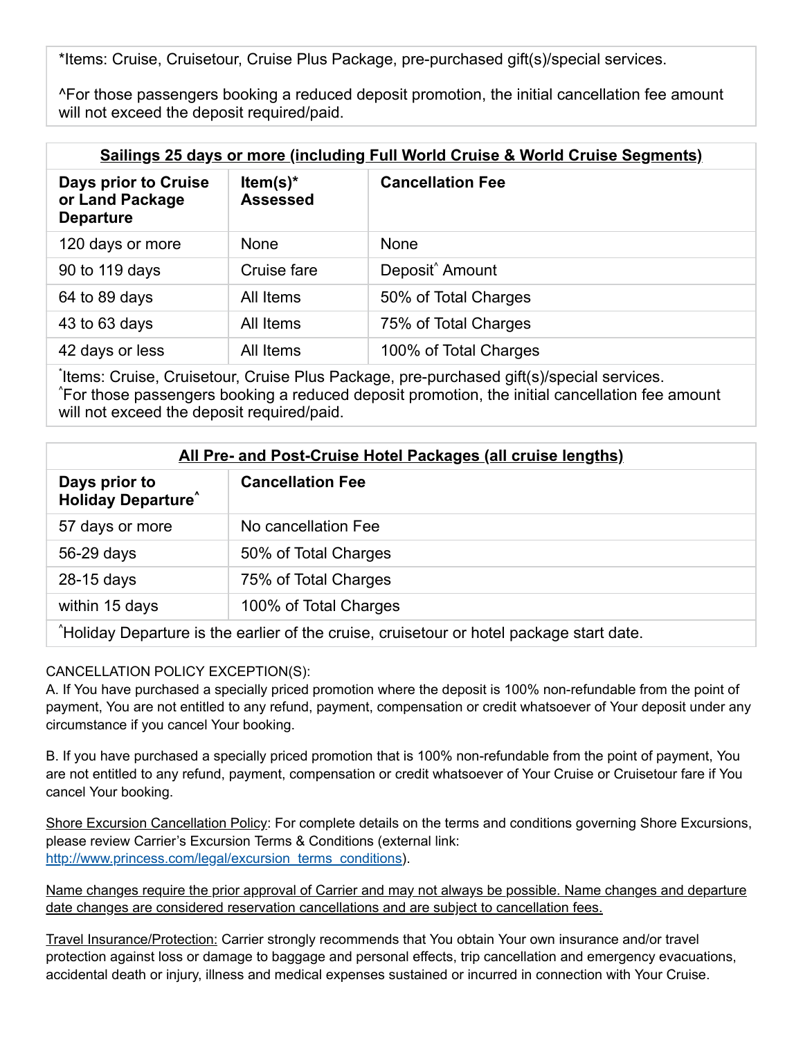*Items: Cruise, Cruisetour, Cruise Plus Package, pre-purchased gift(s)/special services.

^For those passengers booking a reduced deposit promotion, the initial cancellation fee amount will not exceed the deposit required/paid.

| **Sailings 25 days or more (including Full World Cruise & World Cruise Segments)** | | |
|---|---|---|
| **Days prior to Cruise or Land Package Departure** | **Item(s)* Assessed** | **Cancellation Fee** |
| 120 days or more | None | None |
| 90 to 119 days | Cruise fare | Deposit^ Amount |
| 64 to 89 days | All Items | 50% of Total Charges |
| 43 to 63 days | All Items | 75% of Total Charges |
| 42 days or less | All Items | 100% of Total Charges |

*Items: Cruise, Cruisetour, Cruise Plus Package, pre-purchased gift(s)/special services.
^For those passengers booking a reduced deposit promotion, the initial cancellation fee amount will not exceed the deposit required/paid.

| **All Pre- and Post-Cruise Hotel Packages (all cruise lengths)** | |
|---|---|
| **Days prior to Holiday Departure^** | **Cancellation Fee** |
| 57 days or more | No cancellation Fee |
| 56-29 days | 50% of Total Charges |
| 28-15 days | 75% of Total Charges |
| within 15 days | 100% of Total Charges |

^Holiday Departure is the earlier of the cruise, cruisetour or hotel package start date.

CANCELLATION POLICY EXCEPTION(S):
A. If You have purchased a specially priced promotion where the deposit is 100% non-refundable from the point of payment, You are not entitled to any refund, payment, compensation or credit whatsoever of Your deposit under any circumstance if you cancel Your booking.

B. If you have purchased a specially priced promotion that is 100% non-refundable from the point of payment, You are not entitled to any refund, payment, compensation or credit whatsoever of Your Cruise or Cruisetour fare if You cancel Your booking.

Shore Excursion Cancellation Policy: For complete details on the terms and conditions governing Shore Excursions, please review Carrier's Excursion Terms & Conditions (external link: http://www.princess.com/legal/excursion_terms_conditions).

Name changes require the prior approval of Carrier and may not always be possible. Name changes and departure date changes are considered reservation cancellations and are subject to cancellation fees.

Travel Insurance/Protection: Carrier strongly recommends that You obtain Your own insurance and/or travel protection against loss or damage to baggage and personal effects, trip cancellation and emergency evacuations, accidental death or injury, illness and medical expenses sustained or incurred in connection with Your Cruise.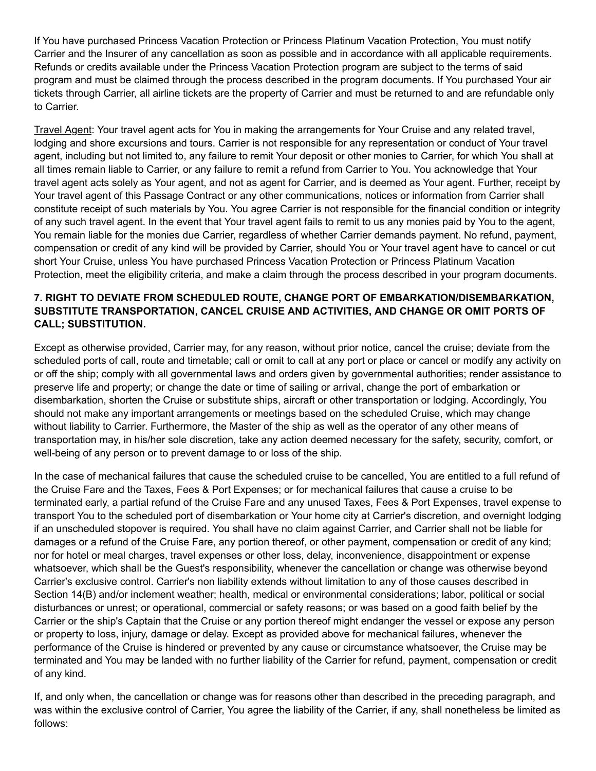If You have purchased Princess Vacation Protection or Princess Platinum Vacation Protection, You must notify Carrier and the Insurer of any cancellation as soon as possible and in accordance with all applicable requirements. Refunds or credits available under the Princess Vacation Protection program are subject to the terms of said program and must be claimed through the process described in the program documents. If You purchased Your air tickets through Carrier, all airline tickets are the property of Carrier and must be returned to and are refundable only to Carrier.

Travel Agent: Your travel agent acts for You in making the arrangements for Your Cruise and any related travel, lodging and shore excursions and tours. Carrier is not responsible for any representation or conduct of Your travel agent, including but not limited to, any failure to remit Your deposit or other monies to Carrier, for which You shall at all times remain liable to Carrier, or any failure to remit a refund from Carrier to You. You acknowledge that Your travel agent acts solely as Your agent, and not as agent for Carrier, and is deemed as Your agent. Further, receipt by Your travel agent of this Passage Contract or any other communications, notices or information from Carrier shall constitute receipt of such materials by You. You agree Carrier is not responsible for the financial condition or integrity of any such travel agent. In the event that Your travel agent fails to remit to us any monies paid by You to the agent, You remain liable for the monies due Carrier, regardless of whether Carrier demands payment. No refund, payment, compensation or credit of any kind will be provided by Carrier, should You or Your travel agent have to cancel or cut short Your Cruise, unless You have purchased Princess Vacation Protection or Princess Platinum Vacation Protection, meet the eligibility criteria, and make a claim through the process described in your program documents.

### 7. RIGHT TO DEVIATE FROM SCHEDULED ROUTE, CHANGE PORT OF EMBARKATION/DISEMBARKATION, SUBSTITUTE TRANSPORTATION, CANCEL CRUISE AND ACTIVITIES, AND CHANGE OR OMIT PORTS OF CALL; SUBSTITUTION.

Except as otherwise provided, Carrier may, for any reason, without prior notice, cancel the cruise; deviate from the scheduled ports of call, route and timetable; call or omit to call at any port or place or cancel or modify any activity on or off the ship; comply with all governmental laws and orders given by governmental authorities; render assistance to preserve life and property; or change the date or time of sailing or arrival, change the port of embarkation or disembarkation, shorten the Cruise or substitute ships, aircraft or other transportation or lodging. Accordingly, You should not make any important arrangements or meetings based on the scheduled Cruise, which may change without liability to Carrier. Furthermore, the Master of the ship as well as the operator of any other means of transportation may, in his/her sole discretion, take any action deemed necessary for the safety, security, comfort, or well-being of any person or to prevent damage to or loss of the ship.

In the case of mechanical failures that cause the scheduled cruise to be cancelled, You are entitled to a full refund of the Cruise Fare and the Taxes, Fees & Port Expenses; or for mechanical failures that cause a cruise to be terminated early, a partial refund of the Cruise Fare and any unused Taxes, Fees & Port Expenses, travel expense to transport You to the scheduled port of disembarkation or Your home city at Carrier's discretion, and overnight lodging if an unscheduled stopover is required. You shall have no claim against Carrier, and Carrier shall not be liable for damages or a refund of the Cruise Fare, any portion thereof, or other payment, compensation or credit of any kind; nor for hotel or meal charges, travel expenses or other loss, delay, inconvenience, disappointment or expense whatsoever, which shall be the Guest's responsibility, whenever the cancellation or change was otherwise beyond Carrier's exclusive control. Carrier's non liability extends without limitation to any of those causes described in Section 14(B) and/or inclement weather; health, medical or environmental considerations; labor, political or social disturbances or unrest; or operational, commercial or safety reasons; or was based on a good faith belief by the Carrier or the ship's Captain that the Cruise or any portion thereof might endanger the vessel or expose any person or property to loss, injury, damage or delay. Except as provided above for mechanical failures, whenever the performance of the Cruise is hindered or prevented by any cause or circumstance whatsoever, the Cruise may be terminated and You may be landed with no further liability of the Carrier for refund, payment, compensation or credit of any kind.

If, and only when, the cancellation or change was for reasons other than described in the preceding paragraph, and was within the exclusive control of Carrier, You agree the liability of the Carrier, if any, shall nonetheless be limited as follows: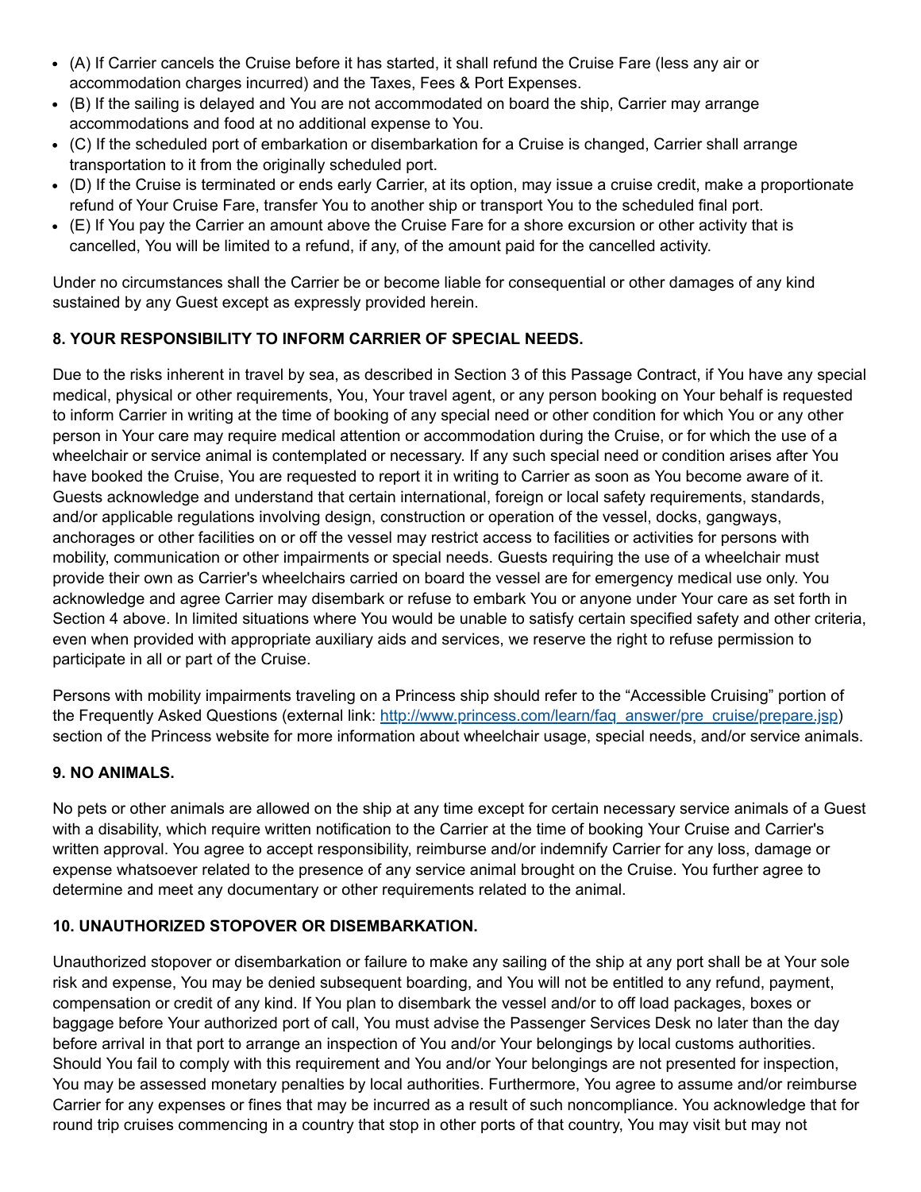- (A) If Carrier cancels the Cruise before it has started, it shall refund the Cruise Fare (less any air or accommodation charges incurred) and the Taxes, Fees & Port Expenses.
- (B) If the sailing is delayed and You are not accommodated on board the ship, Carrier may arrange accommodations and food at no additional expense to You.
- (C) If the scheduled port of embarkation or disembarkation for a Cruise is changed, Carrier shall arrange transportation to it from the originally scheduled port.
- (D) If the Cruise is terminated or ends early Carrier, at its option, may issue a cruise credit, make a proportionate refund of Your Cruise Fare, transfer You to another ship or transport You to the scheduled final port.
- (E) If You pay the Carrier an amount above the Cruise Fare for a shore excursion or other activity that is cancelled, You will be limited to a refund, if any, of the amount paid for the cancelled activity.

Under no circumstances shall the Carrier be or become liable for consequential or other damages of any kind sustained by any Guest except as expressly provided herein.

**8. YOUR RESPONSIBILITY TO INFORM CARRIER OF SPECIAL NEEDS.**

Due to the risks inherent in travel by sea, as described in Section 3 of this Passage Contract, if You have any special medical, physical or other requirements, You, Your travel agent, or any person booking on Your behalf is requested to inform Carrier in writing at the time of booking of any special need or other condition for which You or any other person in Your care may require medical attention or accommodation during the Cruise, or for which the use of a wheelchair or service animal is contemplated or necessary. If any such special need or condition arises after You have booked the Cruise, You are requested to report it in writing to Carrier as soon as You become aware of it. Guests acknowledge and understand that certain international, foreign or local safety requirements, standards, and/or applicable regulations involving design, construction or operation of the vessel, docks, gangways, anchorages or other facilities on or off the vessel may restrict access to facilities or activities for persons with mobility, communication or other impairments or special needs. Guests requiring the use of a wheelchair must provide their own as Carrier's wheelchairs carried on board the vessel are for emergency medical use only. You acknowledge and agree Carrier may disembark or refuse to embark You or anyone under Your care as set forth in Section 4 above. In limited situations where You would be unable to satisfy certain specified safety and other criteria, even when provided with appropriate auxiliary aids and services, we reserve the right to refuse permission to participate in all or part of the Cruise.

Persons with mobility impairments traveling on a Princess ship should refer to the "Accessible Cruising" portion of the Frequently Asked Questions (external link: [http://www.princess.com/learn/faq_answer/pre_cruise/prepare.jsp](http://www.princess.com/learn/faq_answer/pre_cruise/prepare.jsp)) section of the Princess website for more information about wheelchair usage, special needs, and/or service animals.

**9. NO ANIMALS.**

No pets or other animals are allowed on the ship at any time except for certain necessary service animals of a Guest with a disability, which require written notification to the Carrier at the time of booking Your Cruise and Carrier's written approval. You agree to accept responsibility, reimburse and/or indemnify Carrier for any loss, damage or expense whatsoever related to the presence of any service animal brought on the Cruise. You further agree to determine and meet any documentary or other requirements related to the animal.

**10. UNAUTHORIZED STOPOVER OR DISEMBARKATION.**

Unauthorized stopover or disembarkation or failure to make any sailing of the ship at any port shall be at Your sole risk and expense, You may be denied subsequent boarding, and You will not be entitled to any refund, payment, compensation or credit of any kind. If You plan to disembark the vessel and/or to off load packages, boxes or baggage before Your authorized port of call, You must advise the Passenger Services Desk no later than the day before arrival in that port to arrange an inspection of You and/or Your belongings by local customs authorities. Should You fail to comply with this requirement and You and/or Your belongings are not presented for inspection, You may be assessed monetary penalties by local authorities. Furthermore, You agree to assume and/or reimburse Carrier for any expenses or fines that may be incurred as a result of such noncompliance. You acknowledge that for round trip cruises commencing in a country that stop in other ports of that country, You may visit but may not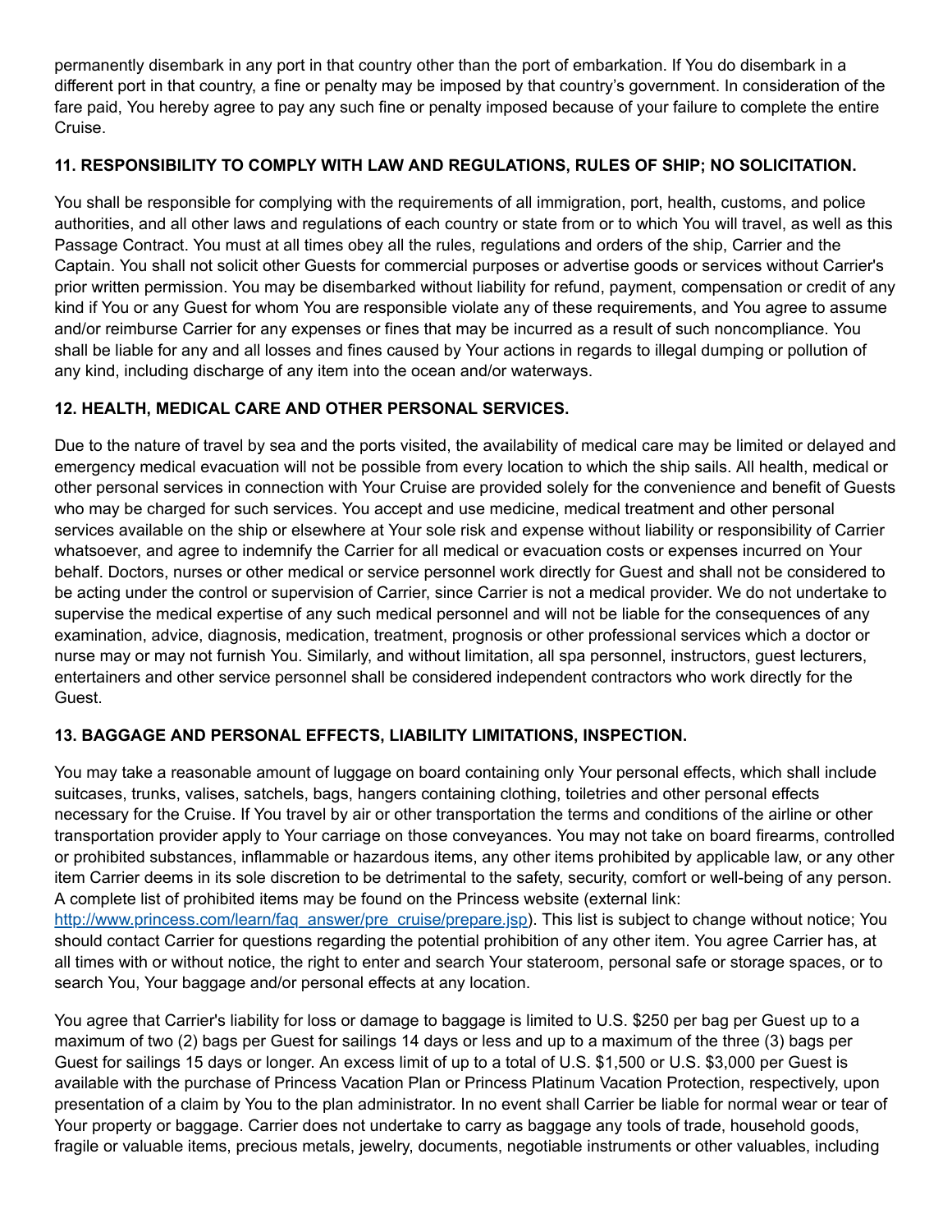permanently disembark in any port in that country other than the port of embarkation. If You do disembark in a different port in that country, a fine or penalty may be imposed by that country's government. In consideration of the fare paid, You hereby agree to pay any such fine or penalty imposed because of your failure to complete the entire Cruise.

**11. RESPONSIBILITY TO COMPLY WITH LAW AND REGULATIONS, RULES OF SHIP; NO SOLICITATION.**

You shall be responsible for complying with the requirements of all immigration, port, health, customs, and police authorities, and all other laws and regulations of each country or state from or to which You will travel, as well as this Passage Contract. You must at all times obey all the rules, regulations and orders of the ship, Carrier and the Captain. You shall not solicit other Guests for commercial purposes or advertise goods or services without Carrier's prior written permission. You may be disembarked without liability for refund, payment, compensation or credit of any kind if You or any Guest for whom You are responsible violate any of these requirements, and You agree to assume and/or reimburse Carrier for any expenses or fines that may be incurred as a result of such noncompliance. You shall be liable for any and all losses and fines caused by Your actions in regards to illegal dumping or pollution of any kind, including discharge of any item into the ocean and/or waterways.

**12. HEALTH, MEDICAL CARE AND OTHER PERSONAL SERVICES.**

Due to the nature of travel by sea and the ports visited, the availability of medical care may be limited or delayed and emergency medical evacuation will not be possible from every location to which the ship sails. All health, medical or other personal services in connection with Your Cruise are provided solely for the convenience and benefit of Guests who may be charged for such services. You accept and use medicine, medical treatment and other personal services available on the ship or elsewhere at Your sole risk and expense without liability or responsibility of Carrier whatsoever, and agree to indemnify the Carrier for all medical or evacuation costs or expenses incurred on Your behalf. Doctors, nurses or other medical or service personnel work directly for Guest and shall not be considered to be acting under the control or supervision of Carrier, since Carrier is not a medical provider. We do not undertake to supervise the medical expertise of any such medical personnel and will not be liable for the consequences of any examination, advice, diagnosis, medication, treatment, prognosis or other professional services which a doctor or nurse may or may not furnish You. Similarly, and without limitation, all spa personnel, instructors, guest lecturers, entertainers and other service personnel shall be considered independent contractors who work directly for the Guest.

**13. BAGGAGE AND PERSONAL EFFECTS, LIABILITY LIMITATIONS, INSPECTION.**

You may take a reasonable amount of luggage on board containing only Your personal effects, which shall include suitcases, trunks, valises, satchels, bags, hangers containing clothing, toiletries and other personal effects necessary for the Cruise. If You travel by air or other transportation the terms and conditions of the airline or other transportation provider apply to Your carriage on those conveyances. You may not take on board firearms, controlled or prohibited substances, inflammable or hazardous items, any other items prohibited by applicable law, or any other item Carrier deems in its sole discretion to be detrimental to the safety, security, comfort or well-being of any person. A complete list of prohibited items may be found on the Princess website (external link: [http://www.princess.com/learn/faq_answer/pre_cruise/prepare.jsp](http://www.princess.com/learn/faq_answer/pre_cruise/prepare.jsp)). This list is subject to change without notice; You should contact Carrier for questions regarding the potential prohibition of any other item. You agree Carrier has, at all times with or without notice, the right to enter and search Your stateroom, personal safe or storage spaces, or to search You, Your baggage and/or personal effects at any location.

You agree that Carrier's liability for loss or damage to baggage is limited to U.S. $250 per bag per Guest up to a maximum of two (2) bags per Guest for sailings 14 days or less and up to a maximum of the three (3) bags per Guest for sailings 15 days or longer. An excess limit of up to a total of U.S. $1,500 or U.S. $3,000 per Guest is available with the purchase of Princess Vacation Plan or Princess Platinum Vacation Protection, respectively, upon presentation of a claim by You to the plan administrator. In no event shall Carrier be liable for normal wear or tear of Your property or baggage. Carrier does not undertake to carry as baggage any tools of trade, household goods, fragile or valuable items, precious metals, jewelry, documents, negotiable instruments or other valuables, including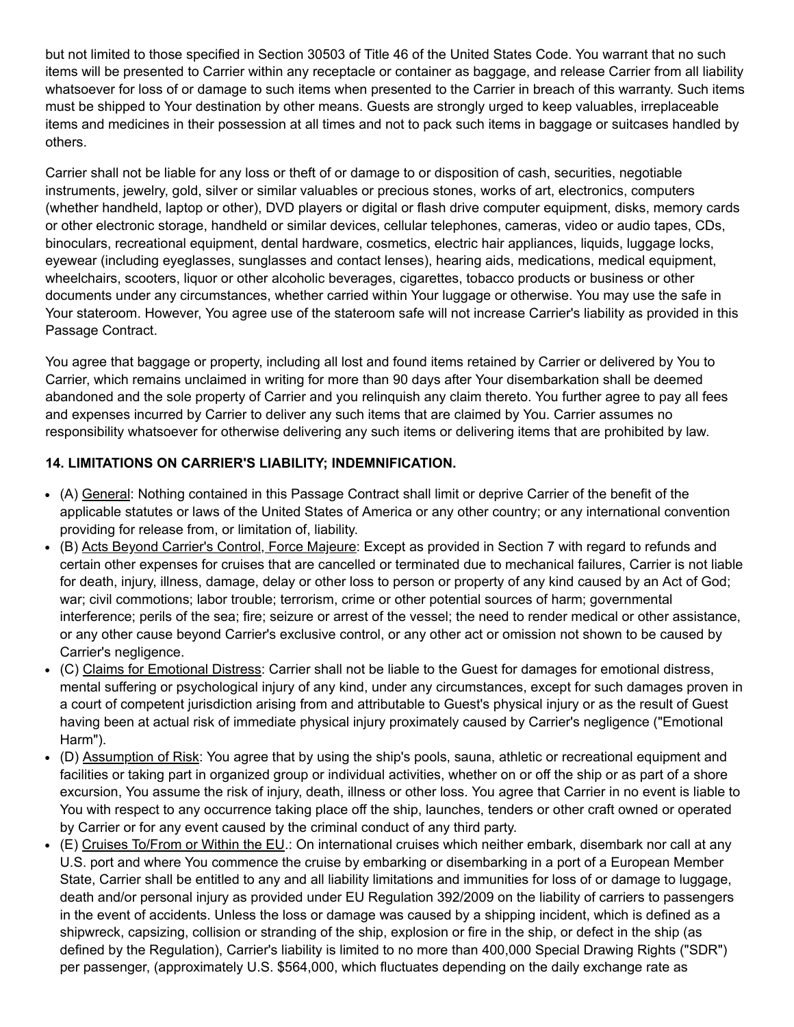but not limited to those specified in Section 30503 of Title 46 of the United States Code. You warrant that no such items will be presented to Carrier within any receptacle or container as baggage, and release Carrier from all liability whatsoever for loss of or damage to such items when presented to the Carrier in breach of this warranty. Such items must be shipped to Your destination by other means. Guests are strongly urged to keep valuables, irreplaceable items and medicines in their possession at all times and not to pack such items in baggage or suitcases handled by others.

Carrier shall not be liable for any loss or theft of or damage to or disposition of cash, securities, negotiable instruments, jewelry, gold, silver or similar valuables or precious stones, works of art, electronics, computers (whether handheld, laptop or other), DVD players or digital or flash drive computer equipment, disks, memory cards or other electronic storage, handheld or similar devices, cellular telephones, cameras, video or audio tapes, CDs, binoculars, recreational equipment, dental hardware, cosmetics, electric hair appliances, liquids, luggage locks, eyewear (including eyeglasses, sunglasses and contact lenses), hearing aids, medications, medical equipment, wheelchairs, scooters, liquor or other alcoholic beverages, cigarettes, tobacco products or business or other documents under any circumstances, whether carried within Your luggage or otherwise. You may use the safe in Your stateroom. However, You agree use of the stateroom safe will not increase Carrier's liability as provided in this Passage Contract.

You agree that baggage or property, including all lost and found items retained by Carrier or delivered by You to Carrier, which remains unclaimed in writing for more than 90 days after Your disembarkation shall be deemed abandoned and the sole property of Carrier and you relinquish any claim thereto. You further agree to pay all fees and expenses incurred by Carrier to deliver any such items that are claimed by You. Carrier assumes no responsibility whatsoever for otherwise delivering any such items or delivering items that are prohibited by law.

### 14. LIMITATIONS ON CARRIER'S LIABILITY; INDEMNIFICATION.

- (A) General: Nothing contained in this Passage Contract shall limit or deprive Carrier of the benefit of the applicable statutes or laws of the United States of America or any other country; or any international convention providing for release from, or limitation of, liability.
- (B) Acts Beyond Carrier's Control, Force Majeure: Except as provided in Section 7 with regard to refunds and certain other expenses for cruises that are cancelled or terminated due to mechanical failures, Carrier is not liable for death, injury, illness, damage, delay or other loss to person or property of any kind caused by an Act of God; war; civil commotions; labor trouble; terrorism, crime or other potential sources of harm; governmental interference; perils of the sea; fire; seizure or arrest of the vessel; the need to render medical or other assistance, or any other cause beyond Carrier's exclusive control, or any other act or omission not shown to be caused by Carrier's negligence.
- (C) Claims for Emotional Distress: Carrier shall not be liable to the Guest for damages for emotional distress, mental suffering or psychological injury of any kind, under any circumstances, except for such damages proven in a court of competent jurisdiction arising from and attributable to Guest's physical injury or as the result of Guest having been at actual risk of immediate physical injury proximately caused by Carrier's negligence ("Emotional Harm").
- (D) Assumption of Risk: You agree that by using the ship's pools, sauna, athletic or recreational equipment and facilities or taking part in organized group or individual activities, whether on or off the ship or as part of a shore excursion, You assume the risk of injury, death, illness or other loss. You agree that Carrier in no event is liable to You with respect to any occurrence taking place off the ship, launches, tenders or other craft owned or operated by Carrier or for any event caused by the criminal conduct of any third party.
- (E) Cruises To/From or Within the EU.: On international cruises which neither embark, disembark nor call at any U.S. port and where You commence the cruise by embarking or disembarking in a port of a European Member State, Carrier shall be entitled to any and all liability limitations and immunities for loss of or damage to luggage, death and/or personal injury as provided under EU Regulation 392/2009 on the liability of carriers to passengers in the event of accidents. Unless the loss or damage was caused by a shipping incident, which is defined as a shipwreck, capsizing, collision or stranding of the ship, explosion or fire in the ship, or defect in the ship (as defined by the Regulation), Carrier's liability is limited to no more than 400,000 Special Drawing Rights ("SDR") per passenger, (approximately U.S. $564,000, which fluctuates depending on the daily exchange rate as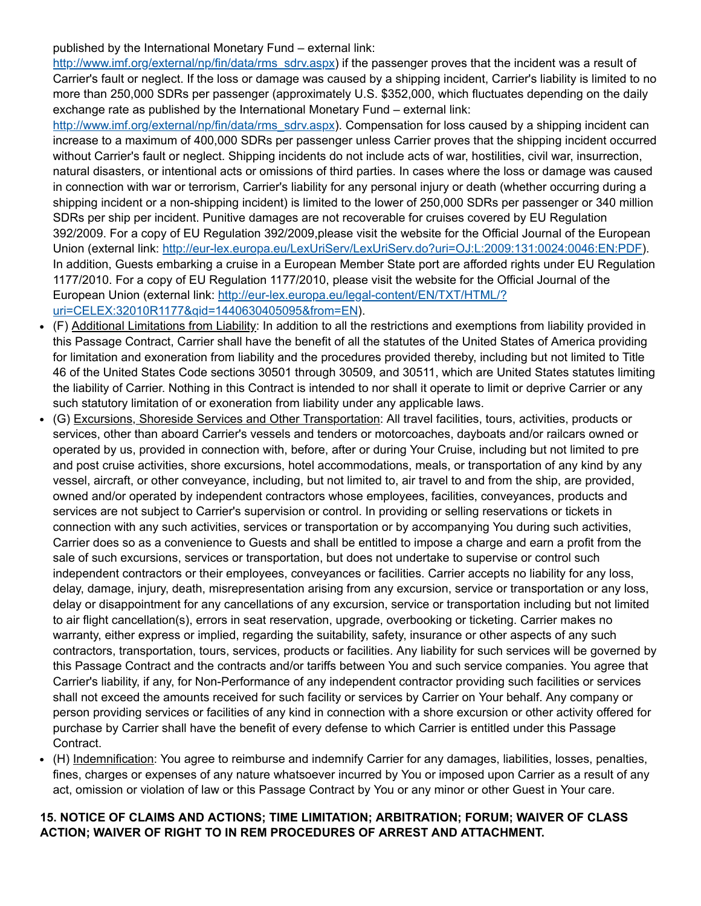published by the International Monetary Fund – external link: [http://www.imf.org/external/np/fin/data/rms_sdrv.aspx](http://www.imf.org/external/np/fin/data/rms_sdrv.aspx)) if the passenger proves that the incident was a result of Carrier's fault or neglect. If the loss or damage was caused by a shipping incident, Carrier's liability is limited to no more than 250,000 SDRs per passenger (approximately U.S. $352,000, which fluctuates depending on the daily exchange rate as published by the International Monetary Fund – external link: [http://www.imf.org/external/np/fin/data/rms_sdrv.aspx](http://www.imf.org/external/np/fin/data/rms_sdrv.aspx)). Compensation for loss caused by a shipping incident can increase to a maximum of 400,000 SDRs per passenger unless Carrier proves that the shipping incident occurred without Carrier's fault or neglect. Shipping incidents do not include acts of war, hostilities, civil war, insurrection, natural disasters, or intentional acts or omissions of third parties. In cases where the loss or damage was caused in connection with war or terrorism, Carrier's liability for any personal injury or death (whether occurring during a shipping incident or a non-shipping incident) is limited to the lower of 250,000 SDRs per passenger or 340 million SDRs per ship per incident. Punitive damages are not recoverable for cruises covered by EU Regulation 392/2009. For a copy of EU Regulation 392/2009,please visit the website for the Official Journal of the European Union (external link: [http://eur-lex.europa.eu/LexUriServ/LexUriServ.do?uri=OJ:L:2009:131:0024:0046:EN:PDF](http://eur-lex.europa.eu/LexUriServ/LexUriServ.do?uri=OJ:L:2009:131:0024:0046:EN:PDF)). In addition, Guests embarking a cruise in a European Member State port are afforded rights under EU Regulation 1177/2010. For a copy of EU Regulation 1177/2010, please visit the website for the Official Journal of the European Union (external link: [http://eur-lex.europa.eu/legal-content/EN/TXT/HTML/?uri=CELEX:32010R1177&qid=1440630405095&from=EN](http://eur-lex.europa.eu/legal-content/EN/TXT/HTML/?uri=CELEX:32010R1177&qid=1440630405095&from=EN)).

- (F) <u>Additional Limitations from Liability</u>: In addition to all the restrictions and exemptions from liability provided in this Passage Contract, Carrier shall have the benefit of all the statutes of the United States of America providing for limitation and exoneration from liability and the procedures provided thereby, including but not limited to Title 46 of the United States Code sections 30501 through 30509, and 30511, which are United States statutes limiting the liability of Carrier. Nothing in this Contract is intended to nor shall it operate to limit or deprive Carrier or any such statutory limitation of or exoneration from liability under any applicable laws.
- (G) <u>Excursions, Shoreside Services and Other Transportation</u>: All travel facilities, tours, activities, products or services, other than aboard Carrier's vessels and tenders or motorcoaches, dayboats and/or railcars owned or operated by us, provided in connection with, before, after or during Your Cruise, including but not limited to pre and post cruise activities, shore excursions, hotel accommodations, meals, or transportation of any kind by any vessel, aircraft, or other conveyance, including, but not limited to, air travel to and from the ship, are provided, owned and/or operated by independent contractors whose employees, facilities, conveyances, products and services are not subject to Carrier's supervision or control. In providing or selling reservations or tickets in connection with any such activities, services or transportation or by accompanying You during such activities, Carrier does so as a convenience to Guests and shall be entitled to impose a charge and earn a profit from the sale of such excursions, services or transportation, but does not undertake to supervise or control such independent contractors or their employees, conveyances or facilities. Carrier accepts no liability for any loss, delay, damage, injury, death, misrepresentation arising from any excursion, service or transportation or any loss, delay or disappointment for any cancellations of any excursion, service or transportation including but not limited to air flight cancellation(s), errors in seat reservation, upgrade, overbooking or ticketing. Carrier makes no warranty, either express or implied, regarding the suitability, safety, insurance or other aspects of any such contractors, transportation, tours, services, products or facilities. Any liability for such services will be governed by this Passage Contract and the contracts and/or tariffs between You and such service companies. You agree that Carrier's liability, if any, for Non-Performance of any independent contractor providing such facilities or services shall not exceed the amounts received for such facility or services by Carrier on Your behalf. Any company or person providing services or facilities of any kind in connection with a shore excursion or other activity offered for purchase by Carrier shall have the benefit of every defense to which Carrier is entitled under this Passage Contract.
- (H) <u>Indemnification</u>: You agree to reimburse and indemnify Carrier for any damages, liabilities, losses, penalties, fines, charges or expenses of any nature whatsoever incurred by You or imposed upon Carrier as a result of any act, omission or violation of law or this Passage Contract by You or any minor or other Guest in Your care.

**15. NOTICE OF CLAIMS AND ACTIONS; TIME LIMITATION; ARBITRATION; FORUM; WAIVER OF CLASS ACTION; WAIVER OF RIGHT TO IN REM PROCEDURES OF ARREST AND ATTACHMENT.**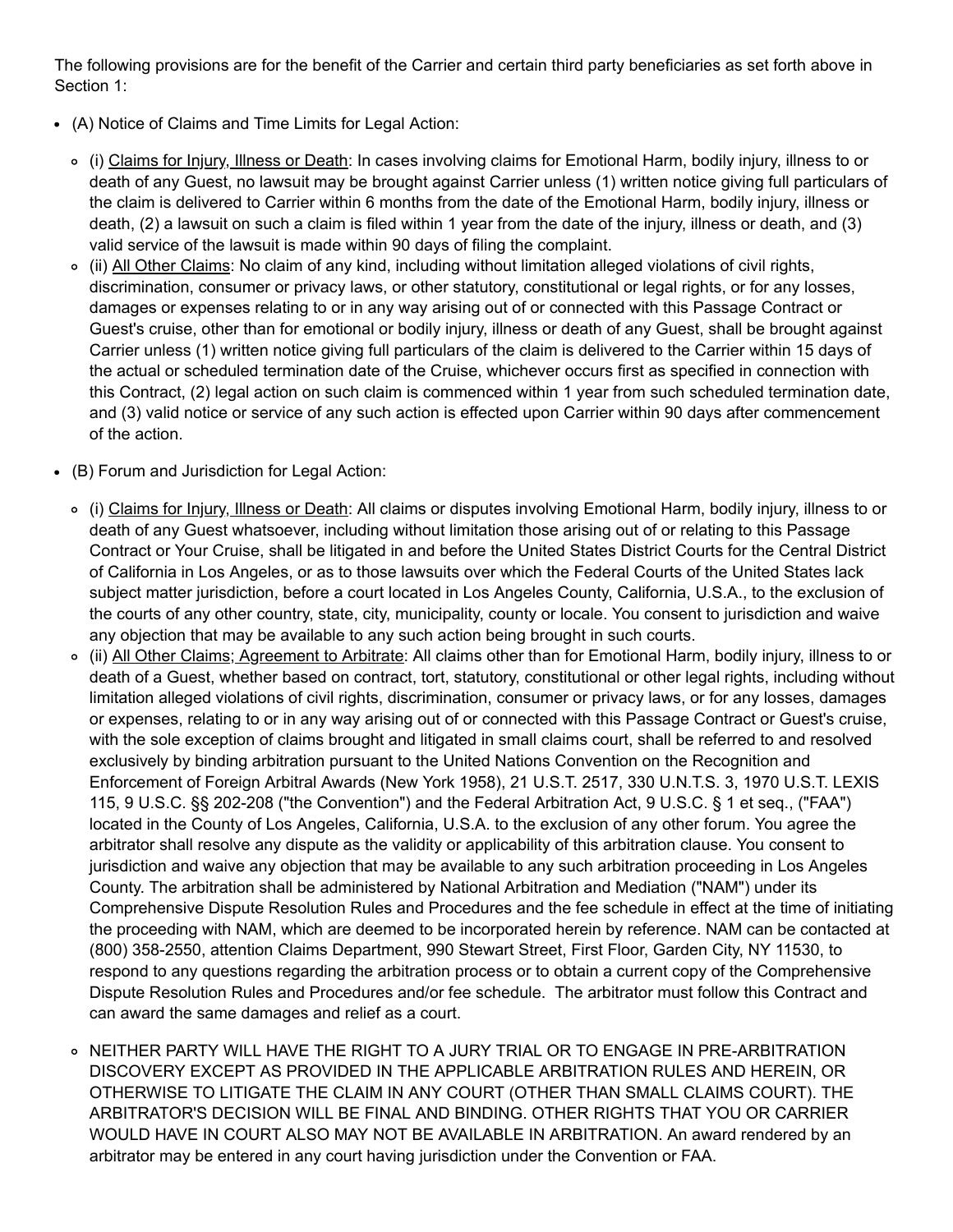The following provisions are for the benefit of the Carrier and certain third party beneficiaries as set forth above in Section 1:

- (A) Notice of Claims and Time Limits for Legal Action:
  - (i) Claims for Injury, Illness or Death: In cases involving claims for Emotional Harm, bodily injury, illness to or death of any Guest, no lawsuit may be brought against Carrier unless (1) written notice giving full particulars of the claim is delivered to Carrier within 6 months from the date of the Emotional Harm, bodily injury, illness or death, (2) a lawsuit on such a claim is filed within 1 year from the date of the injury, illness or death, and (3) valid service of the lawsuit is made within 90 days of filing the complaint.
  - (ii) All Other Claims: No claim of any kind, including without limitation alleged violations of civil rights, discrimination, consumer or privacy laws, or other statutory, constitutional or legal rights, or for any losses, damages or expenses relating to or in any way arising out of or connected with this Passage Contract or Guest's cruise, other than for emotional or bodily injury, illness or death of any Guest, shall be brought against Carrier unless (1) written notice giving full particulars of the claim is delivered to the Carrier within 15 days of the actual or scheduled termination date of the Cruise, whichever occurs first as specified in connection with this Contract, (2) legal action on such claim is commenced within 1 year from such scheduled termination date, and (3) valid notice or service of any such action is effected upon Carrier within 90 days after commencement of the action.

- (B) Forum and Jurisdiction for Legal Action:
  - (i) Claims for Injury, Illness or Death: All claims or disputes involving Emotional Harm, bodily injury, illness to or death of any Guest whatsoever, including without limitation those arising out of or relating to this Passage Contract or Your Cruise, shall be litigated in and before the United States District Courts for the Central District of California in Los Angeles, or as to those lawsuits over which the Federal Courts of the United States lack subject matter jurisdiction, before a court located in Los Angeles County, California, U.S.A., to the exclusion of the courts of any other country, state, city, municipality, county or locale. You consent to jurisdiction and waive any objection that may be available to any such action being brought in such courts.
  - (ii) All Other Claims; Agreement to Arbitrate: All claims other than for Emotional Harm, bodily injury, illness to or death of a Guest, whether based on contract, tort, statutory, constitutional or other legal rights, including without limitation alleged violations of civil rights, discrimination, consumer or privacy laws, or for any losses, damages or expenses, relating to or in any way arising out of or connected with this Passage Contract or Guest's cruise, with the sole exception of claims brought and litigated in small claims court, shall be referred to and resolved exclusively by binding arbitration pursuant to the United Nations Convention on the Recognition and Enforcement of Foreign Arbitral Awards (New York 1958), 21 U.S.T. 2517, 330 U.N.T.S. 3, 1970 U.S.T. LEXIS 115, 9 U.S.C. §§ 202-208 ("the Convention") and the Federal Arbitration Act, 9 U.S.C. § 1 et seq., ("FAA") located in the County of Los Angeles, California, U.S.A. to the exclusion of any other forum. You agree the arbitrator shall resolve any dispute as the validity or applicability of this arbitration clause. You consent to jurisdiction and waive any objection that may be available to any such arbitration proceeding in Los Angeles County. The arbitration shall be administered by National Arbitration and Mediation ("NAM") under its Comprehensive Dispute Resolution Rules and Procedures and the fee schedule in effect at the time of initiating the proceeding with NAM, which are deemed to be incorporated herein by reference. NAM can be contacted at (800) 358-2550, attention Claims Department, 990 Stewart Street, First Floor, Garden City, NY 11530, to respond to any questions regarding the arbitration process or to obtain a current copy of the Comprehensive Dispute Resolution Rules and Procedures and/or fee schedule. The arbitrator must follow this Contract and can award the same damages and relief as a court.
  - NEITHER PARTY WILL HAVE THE RIGHT TO A JURY TRIAL OR TO ENGAGE IN PRE-ARBITRATION DISCOVERY EXCEPT AS PROVIDED IN THE APPLICABLE ARBITRATION RULES AND HEREIN, OR OTHERWISE TO LITIGATE THE CLAIM IN ANY COURT (OTHER THAN SMALL CLAIMS COURT). THE ARBITRATOR'S DECISION WILL BE FINAL AND BINDING. OTHER RIGHTS THAT YOU OR CARRIER WOULD HAVE IN COURT ALSO MAY NOT BE AVAILABLE IN ARBITRATION. An award rendered by an arbitrator may be entered in any court having jurisdiction under the Convention or FAA.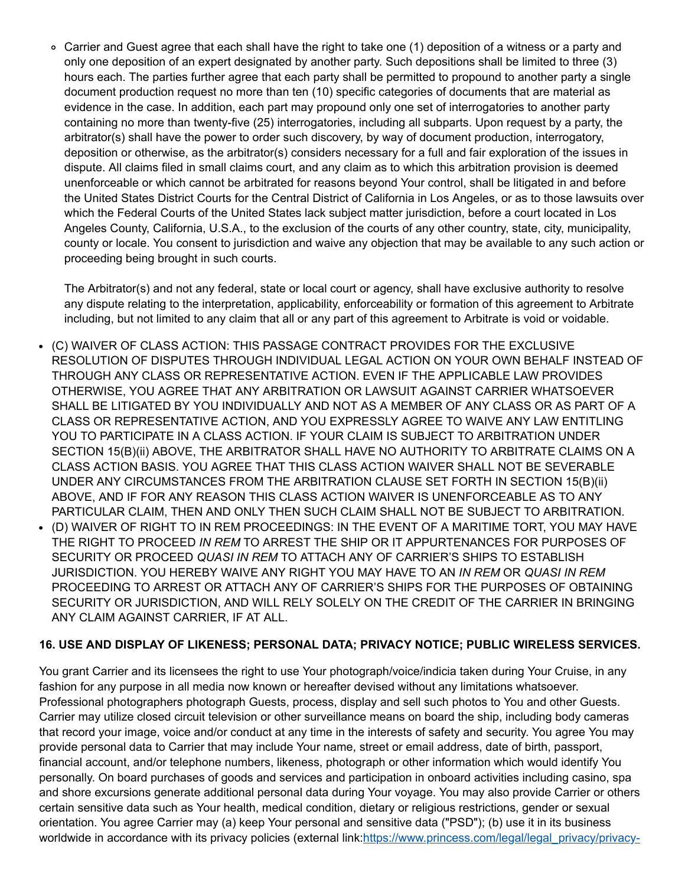- Carrier and Guest agree that each shall have the right to take one (1) deposition of a witness or a party and only one deposition of an expert designated by another party. Such depositions shall be limited to three (3) hours each. The parties further agree that each party shall be permitted to propound to another party a single document production request no more than ten (10) specific categories of documents that are material as evidence in the case. In addition, each part may propound only one set of interrogatories to another party containing no more than twenty-five (25) interrogatories, including all subparts. Upon request by a party, the arbitrator(s) shall have the power to order such discovery, by way of document production, interrogatory, deposition or otherwise, as the arbitrator(s) considers necessary for a full and fair exploration of the issues in dispute. All claims filed in small claims court, and any claim as to which this arbitration provision is deemed unenforceable or which cannot be arbitrated for reasons beyond Your control, shall be litigated in and before the United States District Courts for the Central District of California in Los Angeles, or as to those lawsuits over which the Federal Courts of the United States lack subject matter jurisdiction, before a court located in Los Angeles County, California, U.S.A., to the exclusion of the courts of any other country, state, city, municipality, county or locale. You consent to jurisdiction and waive any objection that may be available to any such action or proceeding being brought in such courts.

  The Arbitrator(s) and not any federal, state or local court or agency, shall have exclusive authority to resolve any dispute relating to the interpretation, applicability, enforceability or formation of this agreement to Arbitrate including, but not limited to any claim that all or any part of this agreement to Arbitrate is void or voidable.

- (C) WAIVER OF CLASS ACTION: THIS PASSAGE CONTRACT PROVIDES FOR THE EXCLUSIVE RESOLUTION OF DISPUTES THROUGH INDIVIDUAL LEGAL ACTION ON YOUR OWN BEHALF INSTEAD OF THROUGH ANY CLASS OR REPRESENTATIVE ACTION. EVEN IF THE APPLICABLE LAW PROVIDES OTHERWISE, YOU AGREE THAT ANY ARBITRATION OR LAWSUIT AGAINST CARRIER WHATSOEVER SHALL BE LITIGATED BY YOU INDIVIDUALLY AND NOT AS A MEMBER OF ANY CLASS OR AS PART OF A CLASS OR REPRESENTATIVE ACTION, AND YOU EXPRESSLY AGREE TO WAIVE ANY LAW ENTITLING YOU TO PARTICIPATE IN A CLASS ACTION. IF YOUR CLAIM IS SUBJECT TO ARBITRATION UNDER SECTION 15(B)(ii) ABOVE, THE ARBITRATOR SHALL HAVE NO AUTHORITY TO ARBITRATE CLAIMS ON A CLASS ACTION BASIS. YOU AGREE THAT THIS CLASS ACTION WAIVER SHALL NOT BE SEVERABLE UNDER ANY CIRCUMSTANCES FROM THE ARBITRATION CLAUSE SET FORTH IN SECTION 15(B)(ii) ABOVE, AND IF FOR ANY REASON THIS CLASS ACTION WAIVER IS UNENFORCEABLE AS TO ANY PARTICULAR CLAIM, THEN AND ONLY THEN SUCH CLAIM SHALL NOT BE SUBJECT TO ARBITRATION.
- (D) WAIVER OF RIGHT TO IN REM PROCEEDINGS: IN THE EVENT OF A MARITIME TORT, YOU MAY HAVE THE RIGHT TO PROCEED *IN REM* TO ARREST THE SHIP OR IT APPURTENANCES FOR PURPOSES OF SECURITY OR PROCEED *QUASI IN REM* TO ATTACH ANY OF CARRIER'S SHIPS TO ESTABLISH JURISDICTION. YOU HEREBY WAIVE ANY RIGHT YOU MAY HAVE TO AN *IN REM* OR *QUASI IN REM* PROCEEDING TO ARREST OR ATTACH ANY OF CARRIER'S SHIPS FOR THE PURPOSES OF OBTAINING SECURITY OR JURISDICTION, AND WILL RELY SOLELY ON THE CREDIT OF THE CARRIER IN BRINGING ANY CLAIM AGAINST CARRIER, IF AT ALL.

**16. USE AND DISPLAY OF LIKENESS; PERSONAL DATA; PRIVACY NOTICE; PUBLIC WIRELESS SERVICES.**

You grant Carrier and its licensees the right to use Your photograph/voice/indicia taken during Your Cruise, in any fashion for any purpose in all media now known or hereafter devised without any limitations whatsoever. Professional photographers photograph Guests, process, display and sell such photos to You and other Guests. Carrier may utilize closed circuit television or other surveillance means on board the ship, including body cameras that record your image, voice and/or conduct at any time in the interests of safety and security. You agree You may provide personal data to Carrier that may include Your name, street or email address, date of birth, passport, financial account, and/or telephone numbers, likeness, photograph or other information which would identify You personally. On board purchases of goods and services and participation in onboard activities including casino, spa and shore excursions generate additional personal data during Your voyage. You may also provide Carrier or others certain sensitive data such as Your health, medical condition, dietary or religious restrictions, gender or sexual orientation. You agree Carrier may (a) keep Your personal and sensitive data ("PSD"); (b) use it in its business worldwide in accordance with its privacy policies (external link:https://www.princess.com/legal/legal_privacy/privacy-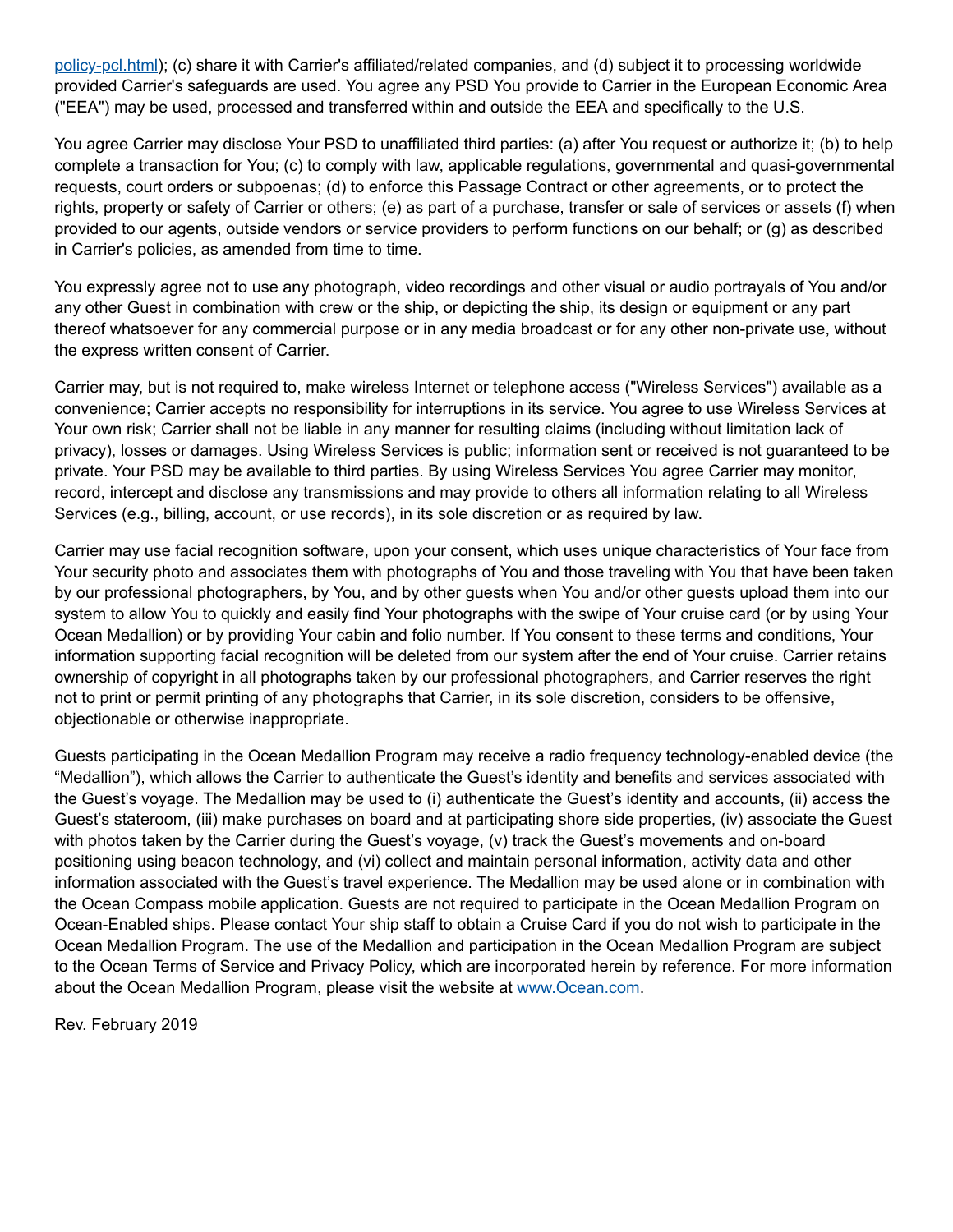policy-pcl.html); (c) share it with Carrier's affiliated/related companies, and (d) subject it to processing worldwide provided Carrier's safeguards are used. You agree any PSD You provide to Carrier in the European Economic Area ("EEA") may be used, processed and transferred within and outside the EEA and specifically to the U.S.

You agree Carrier may disclose Your PSD to unaffiliated third parties: (a) after You request or authorize it; (b) to help complete a transaction for You; (c) to comply with law, applicable regulations, governmental and quasi-governmental requests, court orders or subpoenas; (d) to enforce this Passage Contract or other agreements, or to protect the rights, property or safety of Carrier or others; (e) as part of a purchase, transfer or sale of services or assets (f) when provided to our agents, outside vendors or service providers to perform functions on our behalf; or (g) as described in Carrier's policies, as amended from time to time.

You expressly agree not to use any photograph, video recordings and other visual or audio portrayals of You and/or any other Guest in combination with crew or the ship, or depicting the ship, its design or equipment or any part thereof whatsoever for any commercial purpose or in any media broadcast or for any other non-private use, without the express written consent of Carrier.

Carrier may, but is not required to, make wireless Internet or telephone access ("Wireless Services") available as a convenience; Carrier accepts no responsibility for interruptions in its service. You agree to use Wireless Services at Your own risk; Carrier shall not be liable in any manner for resulting claims (including without limitation lack of privacy), losses or damages. Using Wireless Services is public; information sent or received is not guaranteed to be private. Your PSD may be available to third parties. By using Wireless Services You agree Carrier may monitor, record, intercept and disclose any transmissions and may provide to others all information relating to all Wireless Services (e.g., billing, account, or use records), in its sole discretion or as required by law.

Carrier may use facial recognition software, upon your consent, which uses unique characteristics of Your face from Your security photo and associates them with photographs of You and those traveling with You that have been taken by our professional photographers, by You, and by other guests when You and/or other guests upload them into our system to allow You to quickly and easily find Your photographs with the swipe of Your cruise card (or by using Your Ocean Medallion) or by providing Your cabin and folio number. If You consent to these terms and conditions, Your information supporting facial recognition will be deleted from our system after the end of Your cruise. Carrier retains ownership of copyright in all photographs taken by our professional photographers, and Carrier reserves the right not to print or permit printing of any photographs that Carrier, in its sole discretion, considers to be offensive, objectionable or otherwise inappropriate.

Guests participating in the Ocean Medallion Program may receive a radio frequency technology-enabled device (the “Medallion”), which allows the Carrier to authenticate the Guest’s identity and benefits and services associated with the Guest’s voyage. The Medallion may be used to (i) authenticate the Guest’s identity and accounts, (ii) access the Guest’s stateroom, (iii) make purchases on board and at participating shore side properties, (iv) associate the Guest with photos taken by the Carrier during the Guest’s voyage, (v) track the Guest’s movements and on-board positioning using beacon technology, and (vi) collect and maintain personal information, activity data and other information associated with the Guest’s travel experience. The Medallion may be used alone or in combination with the Ocean Compass mobile application. Guests are not required to participate in the Ocean Medallion Program on Ocean-Enabled ships. Please contact Your ship staff to obtain a Cruise Card if you do not wish to participate in the Ocean Medallion Program. The use of the Medallion and participation in the Ocean Medallion Program are subject to the Ocean Terms of Service and Privacy Policy, which are incorporated herein by reference. For more information about the Ocean Medallion Program, please visit the website at www.Ocean.com.

Rev. February 2019